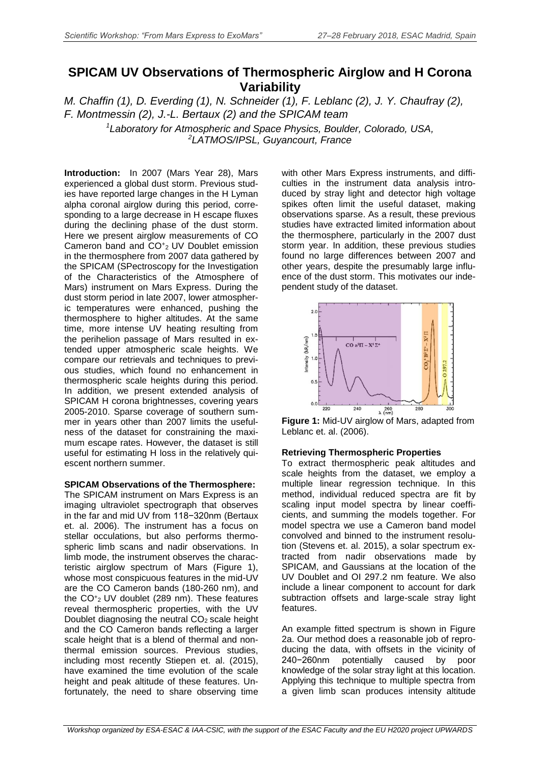# SPICAM UV Observations of Thermospheric Airglow and H Corona Variability

*M. Chaffin (1), D. Everding (1), N. Schneider (1), F. Leblanc (2), J. Y. Chaufray (2), F. Montmessin (2), J.-L. Bertaux (2) and the SPICAM team*

*[1]Laboratory for Atmospheric and Space Physics, Boulder, Colorado, USA,*
*[2]LATMOS/IPSL, Guyancourt, France*

**Introduction:** In 2007 (Mars Year 28), Mars experienced a global dust storm. Previous studies have reported large changes in the H Lyman alpha coronal airglow during this period, corresponding to a large decrease in H escape fluxes during the declining phase of the dust storm. Here we present airglow measurements of CO Cameron band and $CO_2^+$ UV Doublet emission in the thermosphere from 2007 data gathered by the SPICAM (SPectroscopy for the Investigation of the Characteristics of the Atmosphere of Mars) instrument on Mars Express. During the dust storm period in late 2007, lower atmospheric temperatures were enhanced, pushing the thermosphere to higher altitudes. At the same time, more intense UV heating resulting from the perihelion passage of Mars resulted in extended upper atmospheric scale heights. We compare our retrievals and techniques to previous studies, which found no enhancement in thermospheric scale heights during this period. In addition, we present extended analysis of SPICAM H corona brightnesses, covering years 2005-2010. Sparse coverage of southern summer in years other than 2007 limits the usefulness of the dataset for constraining the maximum escape rates. However, the dataset is still useful for estimating H loss in the relatively quiescent northern summer.

**SPICAM Observations of the Thermosphere:** The SPICAM instrument on Mars Express is an imaging ultraviolet spectrograph that observes in the far and mid UV from 118−320nm (Bertaux et. al. 2006). The instrument has a focus on stellar occulations, but also performs thermospheric limb scans and nadir observations. In limb mode, the instrument observes the characteristic airglow spectrum of Mars (Figure 1), whose most conspicuous features in the mid-UV are the CO Cameron bands (180-260 nm), and the $CO_2^+$ UV doublet (289 nm). These features reveal thermospheric properties, with the UV Doublet diagnosing the neutral $CO_2$ scale height and the CO Cameron bands reflecting a larger scale height that is a blend of thermal and nonthermal emission sources. Previous studies, including most recently Stiepen et. al. (2015), have examined the time evolution of the scale height and peak altitude of these features. Unfortunately, the need to share observing time with other Mars Express instruments, and difficulties in the instrument data analysis introduced by stray light and detector high voltage spikes often limit the useful dataset, making observations sparse. As a result, these previous studies have extracted limited information about the thermosphere, particularly in the 2007 dust storm year. In addition, these previous studies found no large differences between 2007 and other years, despite the presumably large influence of the dust storm. This motivates our independent study of the dataset.

**Figure 1:** Mid-UV airglow of Mars, adapted from Leblanc et. al. (2006).

**Retrieving Thermospheric Properties**

To extract thermospheric peak altitudes and scale heights from the dataset, we employ a multiple linear regression technique. In this method, individual reduced spectra are fit by scaling input model spectra by linear coefficients, and summing the models together. For model spectra we use a Cameron band model convolved and binned to the instrument resolution (Stevens et. al. 2015), a solar spectrum extracted from nadir observations made by SPICAM, and Gaussians at the location of the UV Doublet and OI 297.2 nm feature. We also include a linear component to account for dark subtraction offsets and large-scale stray light features.

An example fitted spectrum is shown in Figure 2a. Our method does a reasonable job of reproducing the data, with offsets in the vicinity of 240−260nm potentially caused by poor knowledge of the solar stray light at this location. Applying this technique to multiple spectra from a given limb scan produces intensity altitude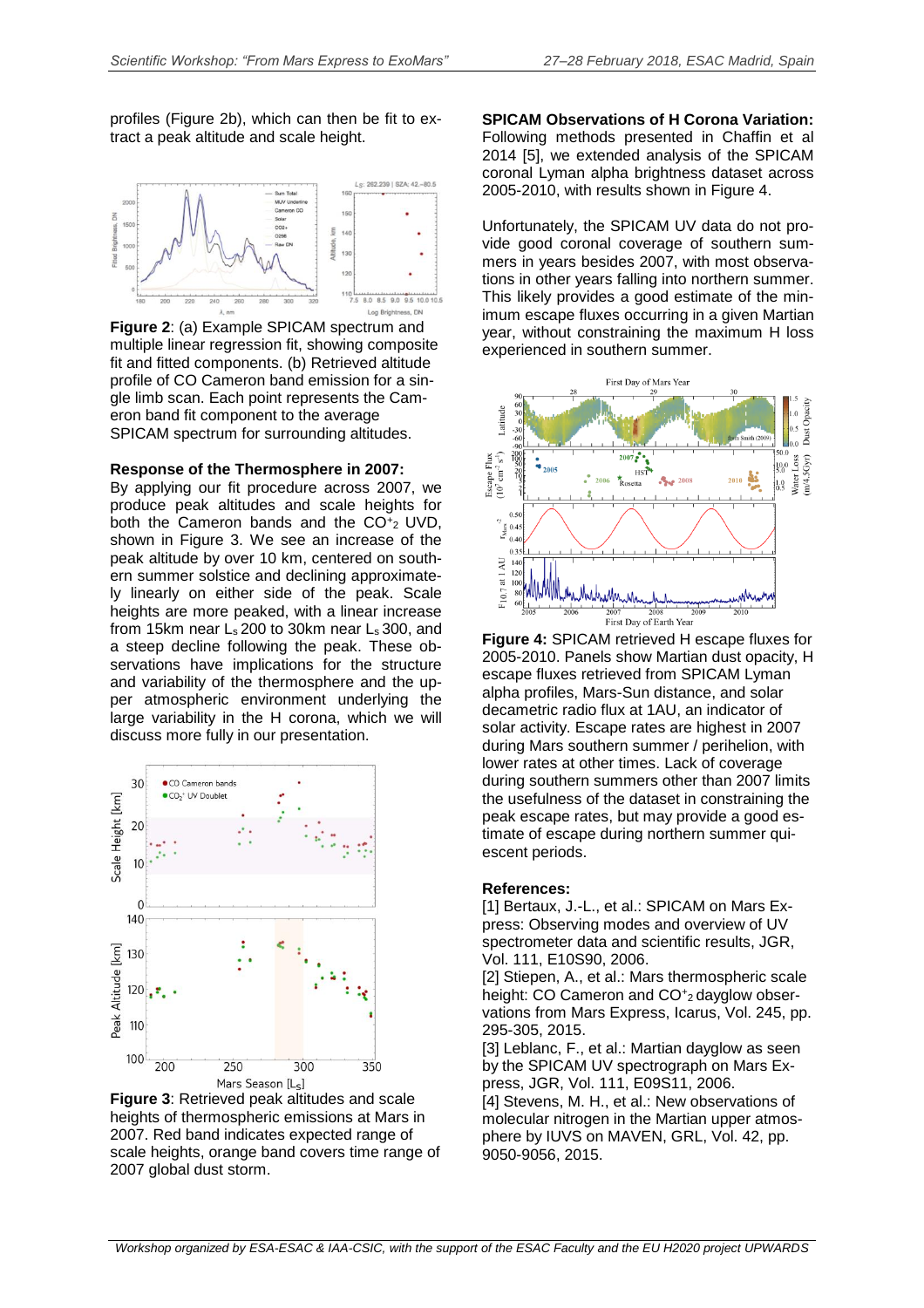profiles (Figure 2b), which can then be fit to extract a peak altitude and scale height.

**Figure 2**: (a) Example SPICAM spectrum and multiple linear regression fit, showing composite fit and fitted components. (b) Retrieved altitude profile of CO Cameron band emission for a single limb scan. Each point represents the Cameron band fit component to the average SPICAM spectrum for surrounding altitudes.

**Response of the Thermosphere in 2007:** By applying our fit procedure across 2007, we produce peak altitudes and scale heights for both the Cameron bands and the $CO^+_2$ UVD, shown in Figure 3. We see an increase of the peak altitude by over 10 km, centered on southern summer solstice and declining approximately linearly on either side of the peak. Scale heights are more peaked, with a linear increase from 15km near $L_s$ 200 to 30km near $L_s$ 300, and a steep decline following the peak. These observations have implications for the structure and variability of the thermosphere and the upper atmospheric environment underlying the large variability in the H corona, which we will discuss more fully in our presentation.

**Figure 3**: Retrieved peak altitudes and scale heights of thermospheric emissions at Mars in 2007. Red band indicates expected range of scale heights, orange band covers time range of 2007 global dust storm.

**SPICAM Observations of H Corona Variation:** Following methods presented in Chaffin et al 2014 [5], we extended analysis of the SPICAM coronal Lyman alpha brightness dataset across 2005-2010, with results shown in Figure 4.

Unfortunately, the SPICAM UV data do not provide good coronal coverage of southern summers in years besides 2007, with most observations in other years falling into northern summer. This likely provides a good estimate of the minimum escape fluxes occurring in a given Martian year, without constraining the maximum H loss experienced in southern summer.

**Figure 4:** SPICAM retrieved H escape fluxes for 2005-2010. Panels show Martian dust opacity, H escape fluxes retrieved from SPICAM Lyman alpha profiles, Mars-Sun distance, and solar decametric radio flux at 1AU, an indicator of solar activity. Escape rates are highest in 2007 during Mars southern summer / perihelion, with lower rates at other times. Lack of coverage during southern summers other than 2007 limits the usefulness of the dataset in constraining the peak escape rates, but may provide a good estimate of escape during northern summer quiescent periods.

**References:**

[1] Bertaux, J.-L., et al.: SPICAM on Mars Express: Observing modes and overview of UV spectrometer data and scientific results, JGR, Vol. 111, E10S90, 2006.

[2] Stiepen, A., et al.: Mars thermospheric scale height: CO Cameron and $CO^+_2$ dayglow observations from Mars Express, Icarus, Vol. 245, pp. 295-305, 2015.

[3] Leblanc, F., et al.: Martian dayglow as seen by the SPICAM UV spectrograph on Mars Express, JGR, Vol. 111, E09S11, 2006.

[4] Stevens, M. H., et al.: New observations of molecular nitrogen in the Martian upper atmosphere by IUVS on MAVEN, GRL, Vol. 42, pp. 9050-9056, 2015.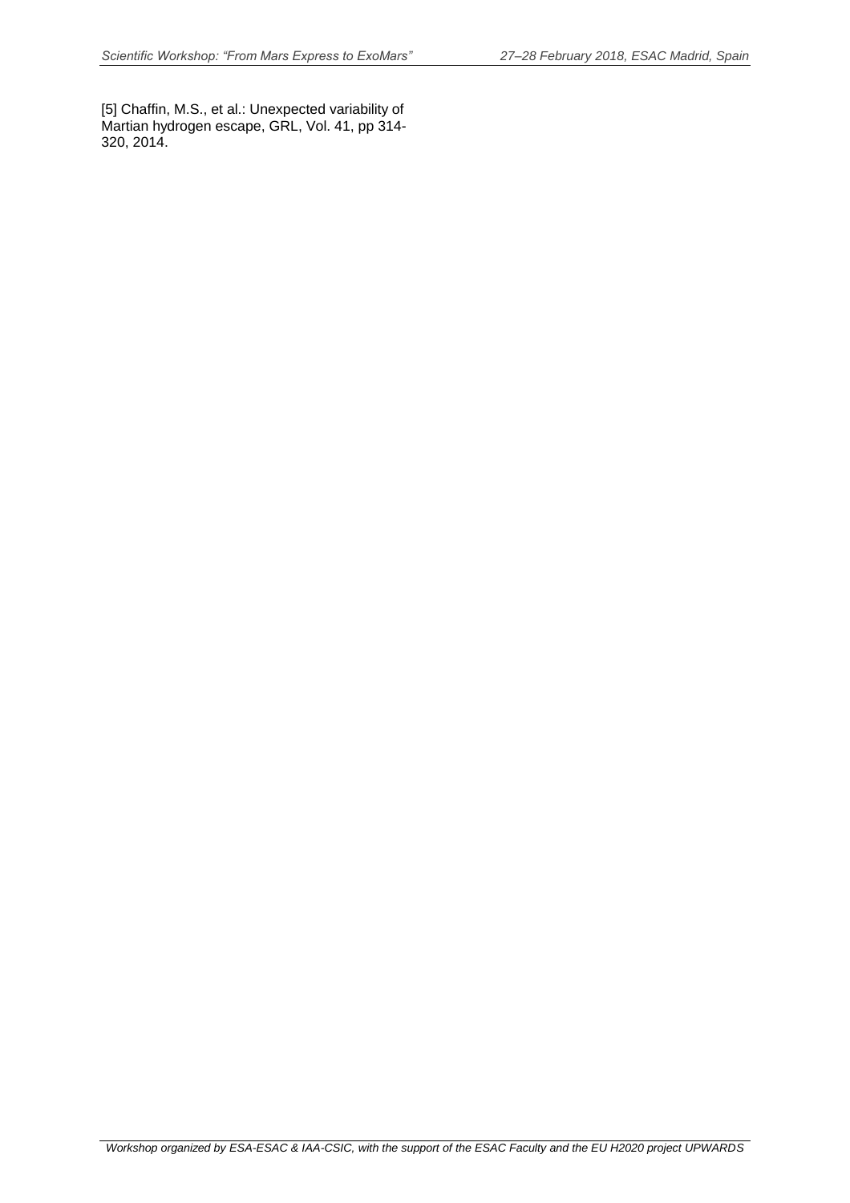[5] Chaffin, M.S., et al.: Unexpected variability of Martian hydrogen escape, GRL, Vol. 41, pp 314-320, 2014.